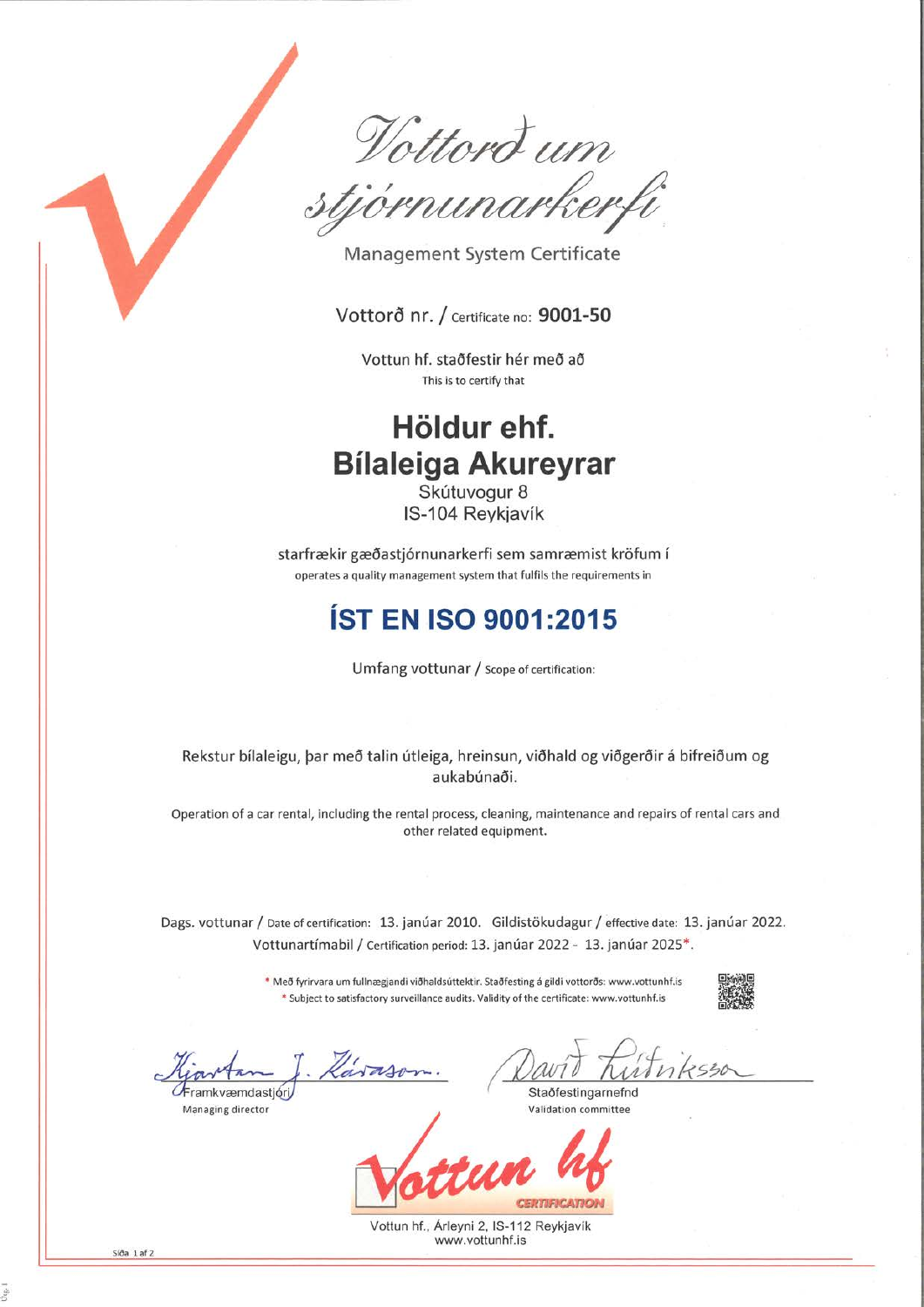# Vottorð um stjórnunarkerfi

Management System Certificate

Vottorð nr. / Certificate no: **9001-50**

Vottun hf. staðfestir hér með að

This is to certify that

## Höldur ehf.
## Bílaleiga Akureyrar

Skútuvogur 8

IS-104 Reykjavík

starfrækir gæðastjórnunarkerfi sem samræmist kröfum í

operates a quality management system that fulfils the requirements in

## ÍST EN ISO 9001:2015

Umfang vottunar / Scope of certification:

Rekstur bílaleigu, þar með talin útleiga, hreinsun, viðhald og viðgerðir á bifreiðum og aukabúnaði.

Operation of a car rental, including the rental process, cleaning, maintenance and repairs of rental cars and other related equipment.

Dags. vottunar / Date of certification: 13. janúar 2010. Gildistökudagur / effective date: 13. janúar 2022.

Vottunartímabil / Certification period: 13. janúar 2022 - 13. janúar 2025*.

\* Með fyrirvara um fullnægjandi viðhaldsúttektir. Staðfesting á gildi vottorðs: www.vottunhf.is

\* Subject to satisfactory surveillance audits. Validity of the certificate: www.vottunhf.is

Kjartan J. Kárason

Framkvæmdastjóri

Managing director

Davíð Lúðvíksson

Staðfestingarnefnd

Validation committee

Vottun hf CERTIFICATION

Vottun hf., Árleyni 2, IS-112 Reykjavík

www.vottunhf.is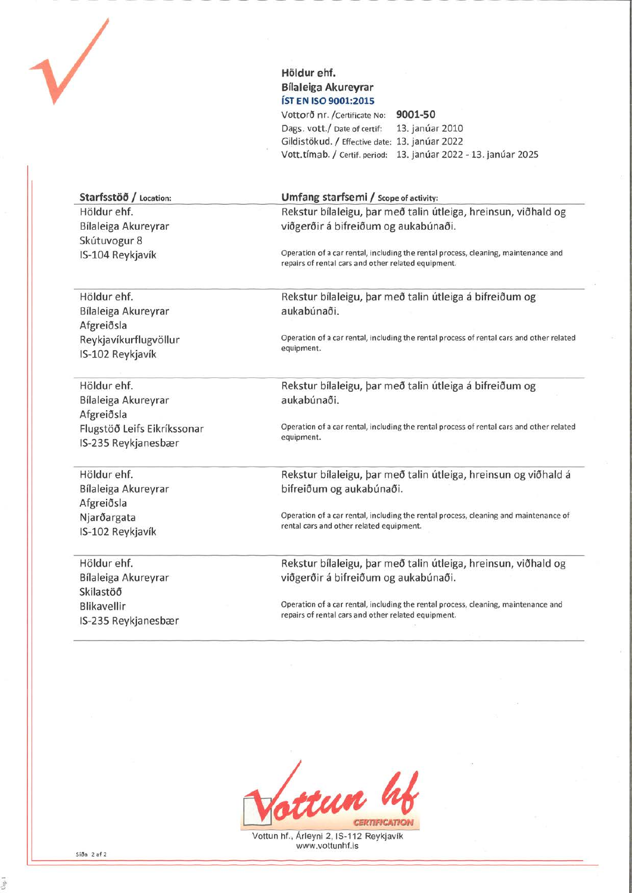**Höldur ehf.**
**Bílaleiga Akureyrar**
**ÍST EN ISO 9001:2015**

Vottorð nr. / Certificate No: **9001-50**
Dags. vott./ Date of certif: 13. janúar 2010
Gildistökud. / Effective date: 13. janúar 2022
Vott.tímab. / Certif. period: 13. janúar 2022 - 13. janúar 2025

| Starfsstöð / Location: | Umfang starfsemi / Scope of activity: |
|---|---|
| Höldur ehf.<br>Bílaleiga Akureyrar<br>Skútuvogur 8<br>IS-104 Reykjavík | Rekstur bílaleigu, þar með talin útleiga, hreinsun, viðhald og viðgerðir á bifreiðum og aukabúnaði.<br><br>Operation of a car rental, including the rental process, cleaning, maintenance and repairs of rental cars and other related equipment. |
| Höldur ehf.<br>Bílaleiga Akureyrar<br>Afgreiðsla<br>Reykjavíkurflugvöllur<br>IS-102 Reykjavík | Rekstur bílaleigu, þar með talin útleiga á bifreiðum og aukabúnaði.<br><br>Operation of a car rental, including the rental process of rental cars and other related equipment. |
| Höldur ehf.<br>Bílaleiga Akureyrar<br>Afgreiðsla<br>Flugstöð Leifs Eiríkssonar<br>IS-235 Reykjanesbær | Rekstur bílaleigu, þar með talin útleiga á bifreiðum og aukabúnaði.<br><br>Operation of a car rental, including the rental process of rental cars and other related equipment. |
| Höldur ehf.<br>Bílaleiga Akureyrar<br>Afgreiðsla<br>Njarðargata<br>IS-102 Reykjavík | Rekstur bílaleigu, þar með talin útleiga, hreinsun og viðhald á bifreiðum og aukabúnaði.<br><br>Operation of a car rental, including the rental process, cleaning and maintenance of rental cars and other related equipment. |
| Höldur ehf.<br>Bílaleiga Akureyrar<br>Skilastöð<br>Blikavellir<br>IS-235 Reykjanesbær | Rekstur bílaleigu, þar með talin útleiga, hreinsun, viðhald og viðgerðir á bifreiðum og aukabúnaði.<br><br>Operation of a car rental, including the rental process, cleaning, maintenance and repairs of rental cars and other related equipment. |

Vottun hf
CERTIFICATION

Vottun hf., Árleyni 2, IS-112 Reykjavík
www.vottunhf.is